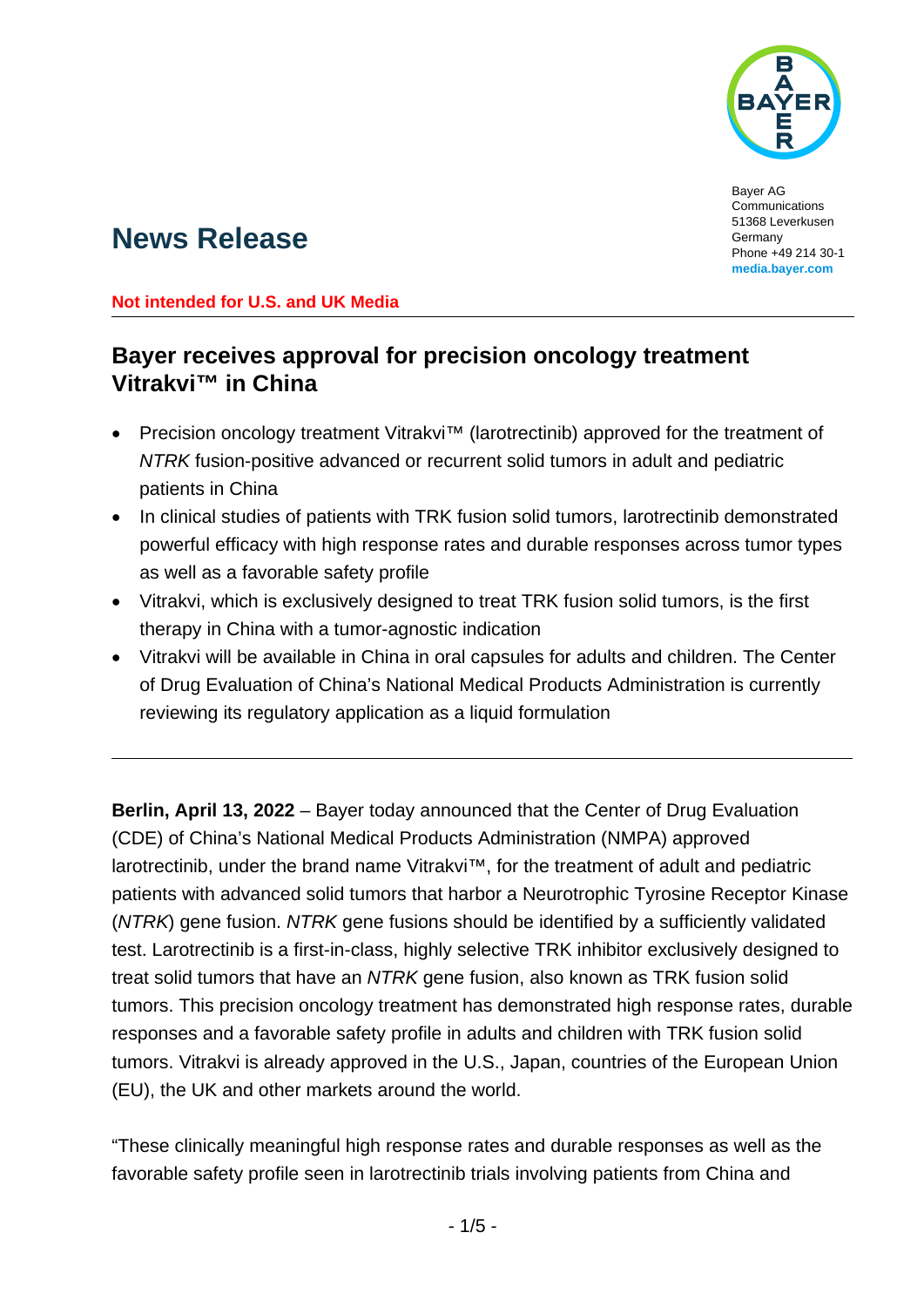Bayer AG
Communications
51368 Leverkusen
Germany
Phone +49 214 30-1
**media.bayer.com**

# News Release

**Not intended for U.S. and UK Media**

---

## Bayer receives approval for precision oncology treatment Vitrakvi™ in China

- Precision oncology treatment Vitrakvi™ (larotrectinib) approved for the treatment of *NTRK* fusion-positive advanced or recurrent solid tumors in adult and pediatric patients in China
- In clinical studies of patients with TRK fusion solid tumors, larotrectinib demonstrated powerful efficacy with high response rates and durable responses across tumor types as well as a favorable safety profile
- Vitrakvi, which is exclusively designed to treat TRK fusion solid tumors, is the first therapy in China with a tumor-agnostic indication
- Vitrakvi will be available in China in oral capsules for adults and children. The Center of Drug Evaluation of China's National Medical Products Administration is currently reviewing its regulatory application as a liquid formulation

---

**Berlin, April 13, 2022** – Bayer today announced that the Center of Drug Evaluation (CDE) of China's National Medical Products Administration (NMPA) approved larotrectinib, under the brand name Vitrakvi™, for the treatment of adult and pediatric patients with advanced solid tumors that harbor a Neurotrophic Tyrosine Receptor Kinase (*NTRK*) gene fusion. *NTRK* gene fusions should be identified by a sufficiently validated test. Larotrectinib is a first-in-class, highly selective TRK inhibitor exclusively designed to treat solid tumors that have an *NTRK* gene fusion, also known as TRK fusion solid tumors. This precision oncology treatment has demonstrated high response rates, durable responses and a favorable safety profile in adults and children with TRK fusion solid tumors. Vitrakvi is already approved in the U.S., Japan, countries of the European Union (EU), the UK and other markets around the world.

"These clinically meaningful high response rates and durable responses as well as the favorable safety profile seen in larotrectinib trials involving patients from China and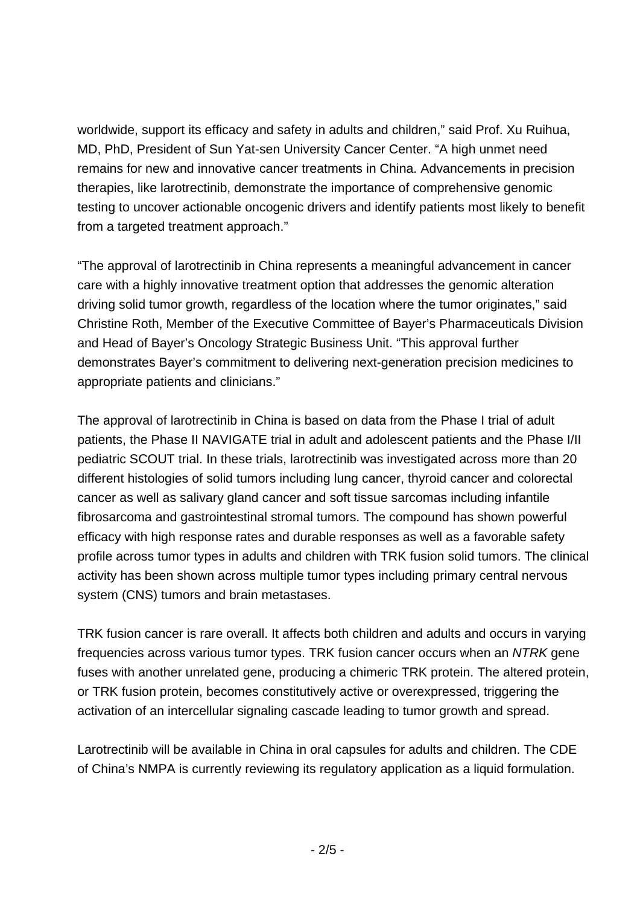worldwide, support its efficacy and safety in adults and children," said Prof. Xu Ruihua, MD, PhD, President of Sun Yat-sen University Cancer Center. "A high unmet need remains for new and innovative cancer treatments in China. Advancements in precision therapies, like larotrectinib, demonstrate the importance of comprehensive genomic testing to uncover actionable oncogenic drivers and identify patients most likely to benefit from a targeted treatment approach."

"The approval of larotrectinib in China represents a meaningful advancement in cancer care with a highly innovative treatment option that addresses the genomic alteration driving solid tumor growth, regardless of the location where the tumor originates," said Christine Roth, Member of the Executive Committee of Bayer's Pharmaceuticals Division and Head of Bayer's Oncology Strategic Business Unit. "This approval further demonstrates Bayer's commitment to delivering next-generation precision medicines to appropriate patients and clinicians."

The approval of larotrectinib in China is based on data from the Phase I trial of adult patients, the Phase II NAVIGATE trial in adult and adolescent patients and the Phase I/II pediatric SCOUT trial. In these trials, larotrectinib was investigated across more than 20 different histologies of solid tumors including lung cancer, thyroid cancer and colorectal cancer as well as salivary gland cancer and soft tissue sarcomas including infantile fibrosarcoma and gastrointestinal stromal tumors. The compound has shown powerful efficacy with high response rates and durable responses as well as a favorable safety profile across tumor types in adults and children with TRK fusion solid tumors. The clinical activity has been shown across multiple tumor types including primary central nervous system (CNS) tumors and brain metastases.

TRK fusion cancer is rare overall. It affects both children and adults and occurs in varying frequencies across various tumor types. TRK fusion cancer occurs when an *NTRK* gene fuses with another unrelated gene, producing a chimeric TRK protein. The altered protein, or TRK fusion protein, becomes constitutively active or overexpressed, triggering the activation of an intercellular signaling cascade leading to tumor growth and spread.

Larotrectinib will be available in China in oral capsules for adults and children. The CDE of China's NMPA is currently reviewing its regulatory application as a liquid formulation.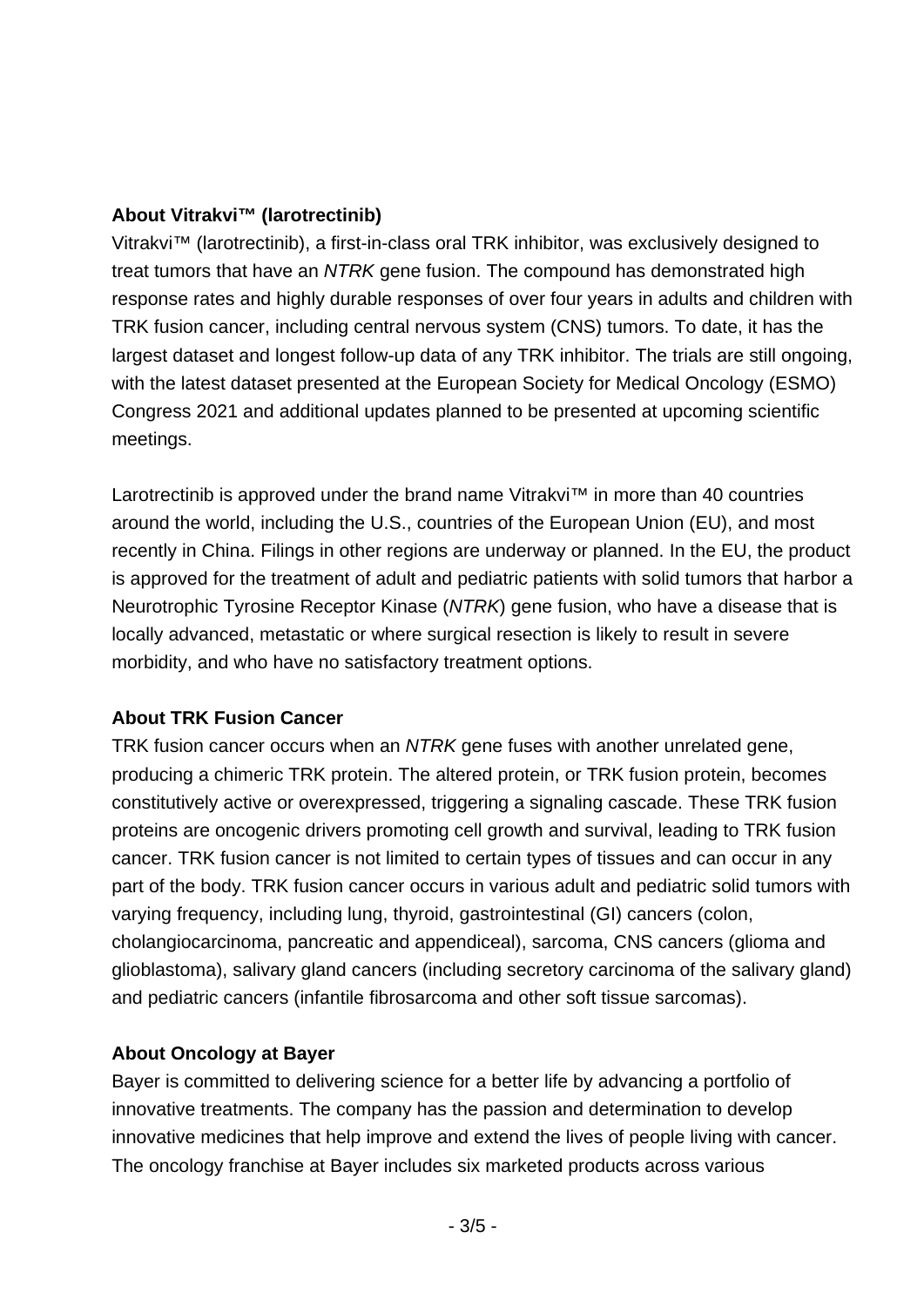**About Vitrakvi™ (larotrectinib)**

Vitrakvi™ (larotrectinib), a first-in-class oral TRK inhibitor, was exclusively designed to treat tumors that have an *NTRK* gene fusion. The compound has demonstrated high response rates and highly durable responses of over four years in adults and children with TRK fusion cancer, including central nervous system (CNS) tumors. To date, it has the largest dataset and longest follow-up data of any TRK inhibitor. The trials are still ongoing, with the latest dataset presented at the European Society for Medical Oncology (ESMO) Congress 2021 and additional updates planned to be presented at upcoming scientific meetings.

Larotrectinib is approved under the brand name Vitrakvi™ in more than 40 countries around the world, including the U.S., countries of the European Union (EU), and most recently in China. Filings in other regions are underway or planned. In the EU, the product is approved for the treatment of adult and pediatric patients with solid tumors that harbor a Neurotrophic Tyrosine Receptor Kinase (*NTRK*) gene fusion, who have a disease that is locally advanced, metastatic or where surgical resection is likely to result in severe morbidity, and who have no satisfactory treatment options.

**About TRK Fusion Cancer**

TRK fusion cancer occurs when an *NTRK* gene fuses with another unrelated gene, producing a chimeric TRK protein. The altered protein, or TRK fusion protein, becomes constitutively active or overexpressed, triggering a signaling cascade. These TRK fusion proteins are oncogenic drivers promoting cell growth and survival, leading to TRK fusion cancer. TRK fusion cancer is not limited to certain types of tissues and can occur in any part of the body. TRK fusion cancer occurs in various adult and pediatric solid tumors with varying frequency, including lung, thyroid, gastrointestinal (GI) cancers (colon, cholangiocarcinoma, pancreatic and appendiceal), sarcoma, CNS cancers (glioma and glioblastoma), salivary gland cancers (including secretory carcinoma of the salivary gland) and pediatric cancers (infantile fibrosarcoma and other soft tissue sarcomas).

**About Oncology at Bayer**

Bayer is committed to delivering science for a better life by advancing a portfolio of innovative treatments. The company has the passion and determination to develop innovative medicines that help improve and extend the lives of people living with cancer. The oncology franchise at Bayer includes six marketed products across various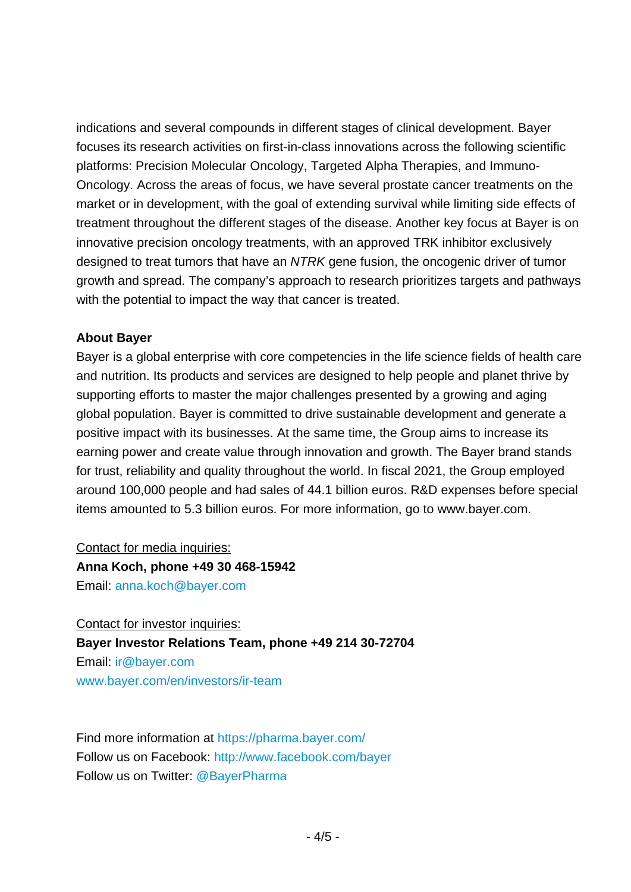indications and several compounds in different stages of clinical development. Bayer focuses its research activities on first-in-class innovations across the following scientific platforms: Precision Molecular Oncology, Targeted Alpha Therapies, and Immuno-Oncology. Across the areas of focus, we have several prostate cancer treatments on the market or in development, with the goal of extending survival while limiting side effects of treatment throughout the different stages of the disease. Another key focus at Bayer is on innovative precision oncology treatments, with an approved TRK inhibitor exclusively designed to treat tumors that have an *NTRK* gene fusion, the oncogenic driver of tumor growth and spread. The company's approach to research prioritizes targets and pathways with the potential to impact the way that cancer is treated.

**About Bayer**

Bayer is a global enterprise with core competencies in the life science fields of health care and nutrition. Its products and services are designed to help people and planet thrive by supporting efforts to master the major challenges presented by a growing and aging global population. Bayer is committed to drive sustainable development and generate a positive impact with its businesses. At the same time, the Group aims to increase its earning power and create value through innovation and growth. The Bayer brand stands for trust, reliability and quality throughout the world. In fiscal 2021, the Group employed around 100,000 people and had sales of 44.1 billion euros. R&D expenses before special items amounted to 5.3 billion euros. For more information, go to www.bayer.com.

Contact for media inquiries:
**Anna Koch, phone +49 30 468-15942**
Email: anna.koch@bayer.com

Contact for investor inquiries:
**Bayer Investor Relations Team, phone +49 214 30-72704**
Email: ir@bayer.com
www.bayer.com/en/investors/ir-team

Find more information at https://pharma.bayer.com/
Follow us on Facebook: http://www.facebook.com/bayer
Follow us on Twitter: @BayerPharma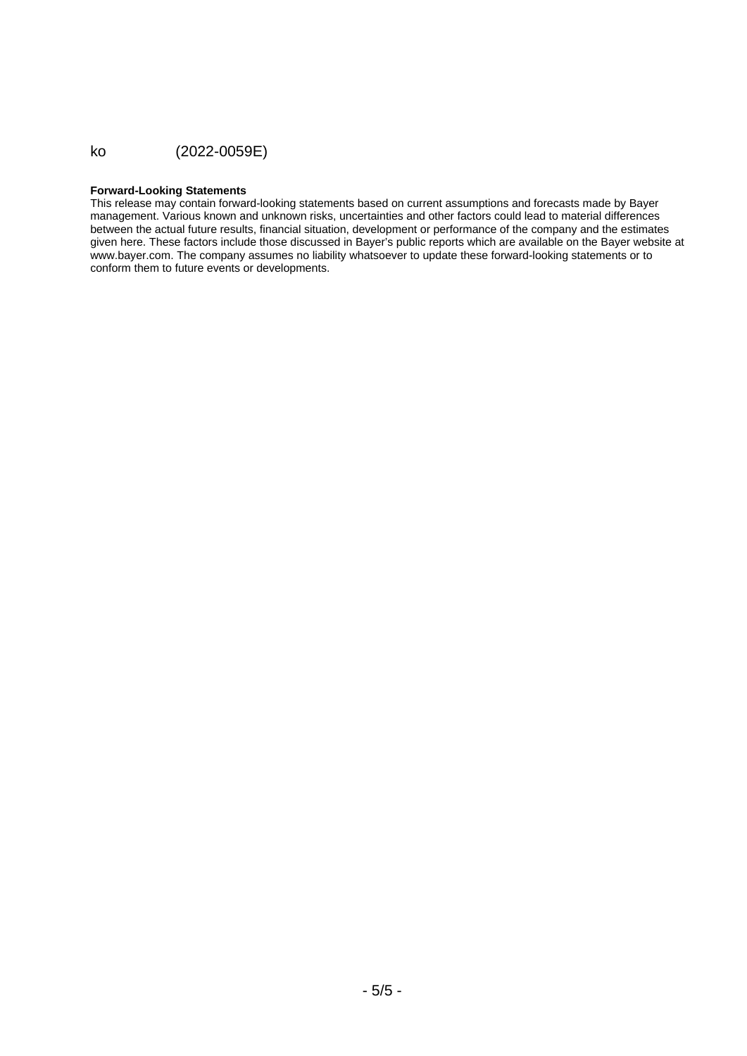ko (2022-0059E)

**Forward-Looking Statements**

This release may contain forward-looking statements based on current assumptions and forecasts made by Bayer management. Various known and unknown risks, uncertainties and other factors could lead to material differences between the actual future results, financial situation, development or performance of the company and the estimates given here. These factors include those discussed in Bayer's public reports which are available on the Bayer website at www.bayer.com. The company assumes no liability whatsoever to update these forward-looking statements or to conform them to future events or developments.